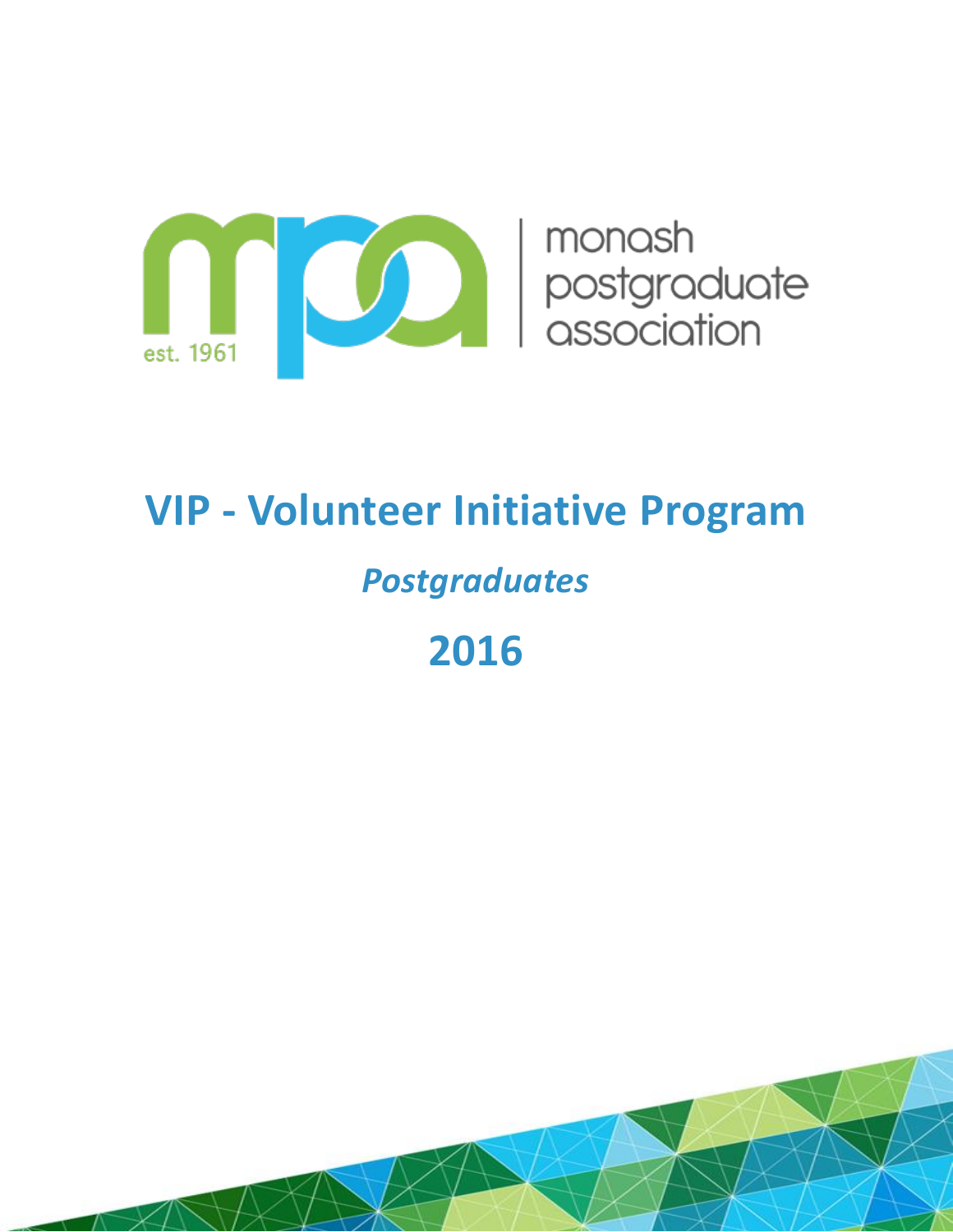mpa est. 1961 | monash postgraduate association

# VIP - Volunteer Initiative Program

## *Postgraduates*

## 2016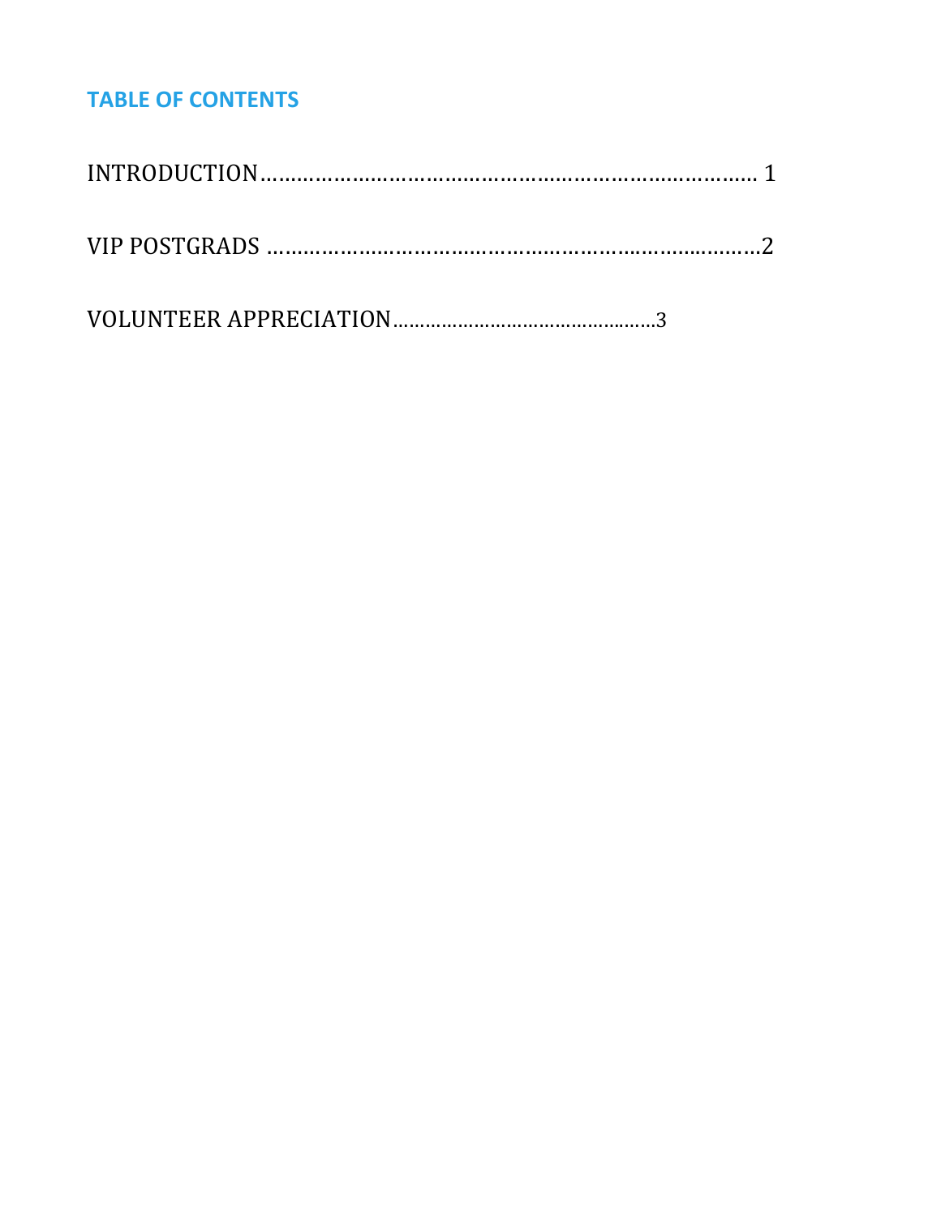## TABLE OF CONTENTS

INTRODUCTION……………………………………………………………………… 1

VIP POSTGRADS ………………………………………………………………………2

VOLUNTEER APPRECIATION…………………………………………3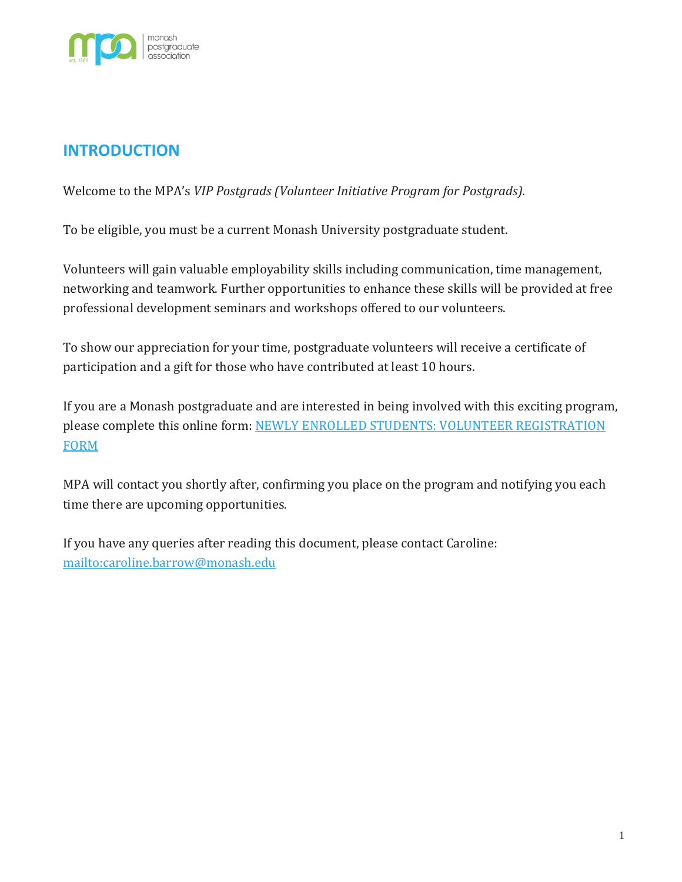## INTRODUCTION

Welcome to the MPA's *VIP Postgrads (Volunteer Initiative Program for Postgrads).*

To be eligible, you must be a current Monash University postgraduate student.

Volunteers will gain valuable employability skills including communication, time management, networking and teamwork. Further opportunities to enhance these skills will be provided at free professional development seminars and workshops offered to our volunteers.

To show our appreciation for your time, postgraduate volunteers will receive a certificate of participation and a gift for those who have contributed at least 10 hours.

If you are a Monash postgraduate and are interested in being involved with this exciting program, please complete this online form: NEWLY ENROLLED STUDENTS: VOLUNTEER REGISTRATION FORM

MPA will contact you shortly after, confirming you place on the program and notifying you each time there are upcoming opportunities.

If you have any queries after reading this document, please contact Caroline: mailto:caroline.barrow@monash.edu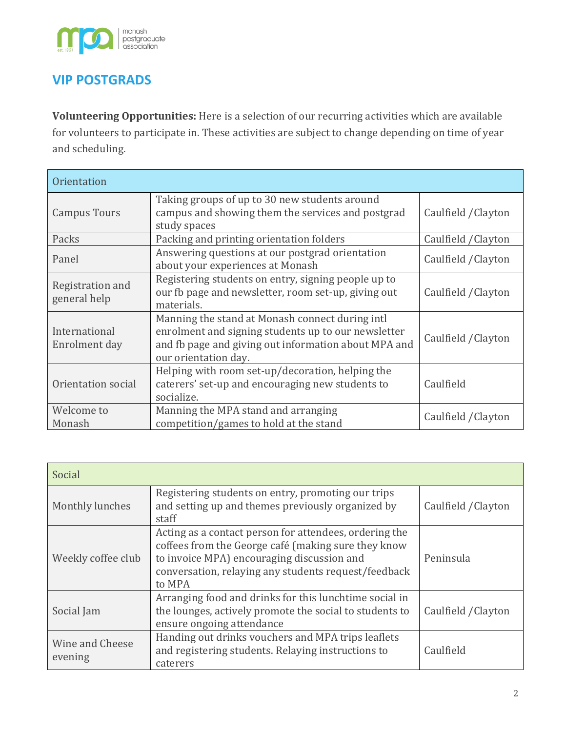## VIP POSTGRADS

**Volunteering Opportunities:** Here is a selection of our recurring activities which are available for volunteers to participate in. These activities are subject to change depending on time of year and scheduling.

| Orientation | | |
|---|---|---|
| Campus Tours | Taking groups of up to 30 new students around campus and showing them the services and postgrad study spaces | Caulfield /Clayton |
| Packs | Packing and printing orientation folders | Caulfield /Clayton |
| Panel | Answering questions at our postgrad orientation about your experiences at Monash | Caulfield /Clayton |
| Registration and general help | Registering students on entry, signing people up to our fb page and newsletter, room set-up, giving out materials. | Caulfield /Clayton |
| International Enrolment day | Manning the stand at Monash connect during intl enrolment and signing students up to our newsletter and fb page and giving out information about MPA and our orientation day. | Caulfield /Clayton |
| Orientation social | Helping with room set-up/decoration, helping the caterers' set-up and encouraging new students to socialize. | Caulfield |
| Welcome to Monash | Manning the MPA stand and arranging competition/games to hold at the stand | Caulfield /Clayton |

| Social | | |
|---|---|---|
| Monthly lunches | Registering students on entry, promoting our trips and setting up and themes previously organized by staff | Caulfield /Clayton |
| Weekly coffee club | Acting as a contact person for attendees, ordering the coffees from the George café (making sure they know to invoice MPA) encouraging discussion and conversation, relaying any students request/feedback to MPA | Peninsula |
| Social Jam | Arranging food and drinks for this lunchtime social in the lounges, actively promote the social to students to ensure ongoing attendance | Caulfield /Clayton |
| Wine and Cheese evening | Handing out drinks vouchers and MPA trips leaflets and registering students. Relaying instructions to caterers | Caulfield |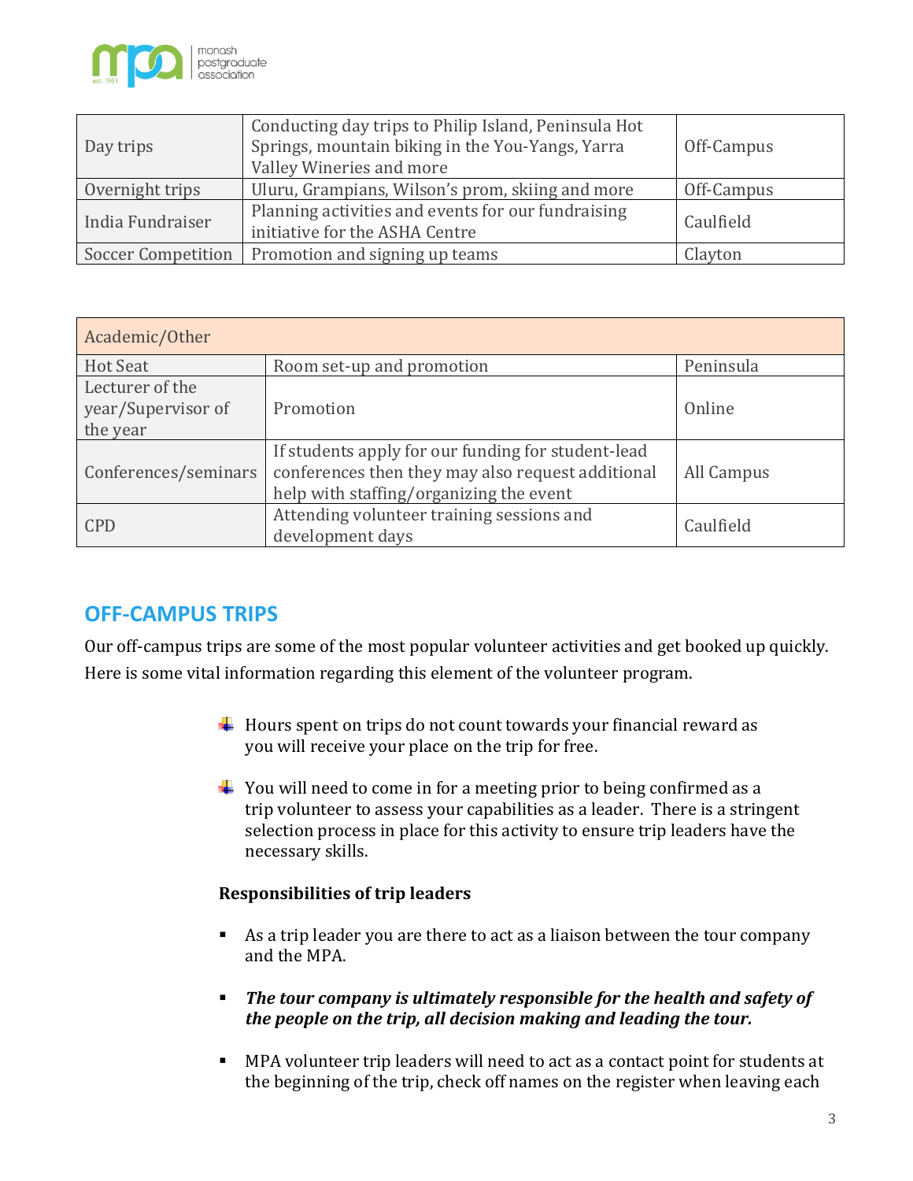| Day trips | Conducting day trips to Philip Island, Peninsula Hot Springs, mountain biking in the You-Yangs, Yarra Valley Wineries and more | Off-Campus |
|---|---|---|
| Overnight trips | Uluru, Grampians, Wilson's prom, skiing and more | Off-Campus |
| India Fundraiser | Planning activities and events for our fundraising initiative for the ASHA Centre | Caulfield |
| Soccer Competition | Promotion and signing up teams | Clayton |

| Academic/Other | | |
|---|---|---|
| Hot Seat | Room set-up and promotion | Peninsula |
| Lecturer of the year/Supervisor of the year | Promotion | Online |
| Conferences/seminars | If students apply for our funding for student-lead conferences then they may also request additional help with staffing/organizing the event | All Campus |
| CPD | Attending volunteer training sessions and development days | Caulfield |

## OFF-CAMPUS TRIPS

Our off-campus trips are some of the most popular volunteer activities and get booked up quickly. Here is some vital information regarding this element of the volunteer program.

- Hours spent on trips do not count towards your financial reward as you will receive your place on the trip for free.
- You will need to come in for a meeting prior to being confirmed as a trip volunteer to assess your capabilities as a leader. There is a stringent selection process in place for this activity to ensure trip leaders have the necessary skills.

**Responsibilities of trip leaders**

- As a trip leader you are there to act as a liaison between the tour company and the MPA.
- ***The tour company is ultimately responsible for the health and safety of the people on the trip, all decision making and leading the tour.***
- MPA volunteer trip leaders will need to act as a contact point for students at the beginning of the trip, check off names on the register when leaving each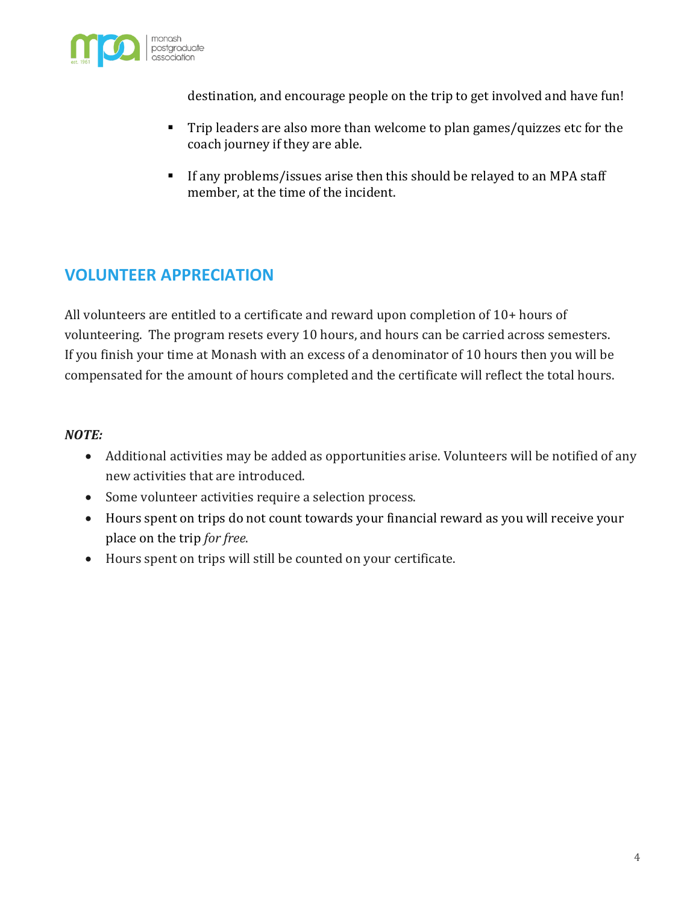destination, and encourage people on the trip to get involved and have fun!

- Trip leaders are also more than welcome to plan games/quizzes etc for the coach journey if they are able.
- If any problems/issues arise then this should be relayed to an MPA staff member, at the time of the incident.

## VOLUNTEER APPRECIATION

All volunteers are entitled to a certificate and reward upon completion of 10+ hours of volunteering. The program resets every 10 hours, and hours can be carried across semesters. If you finish your time at Monash with an excess of a denominator of 10 hours then you will be compensated for the amount of hours completed and the certificate will reflect the total hours.

***NOTE:***

- Additional activities may be added as opportunities arise. Volunteers will be notified of any new activities that are introduced.
- Some volunteer activities require a selection process.
- Hours spent on trips do not count towards your financial reward as you will receive your place on the trip *for free*.
- Hours spent on trips will still be counted on your certificate.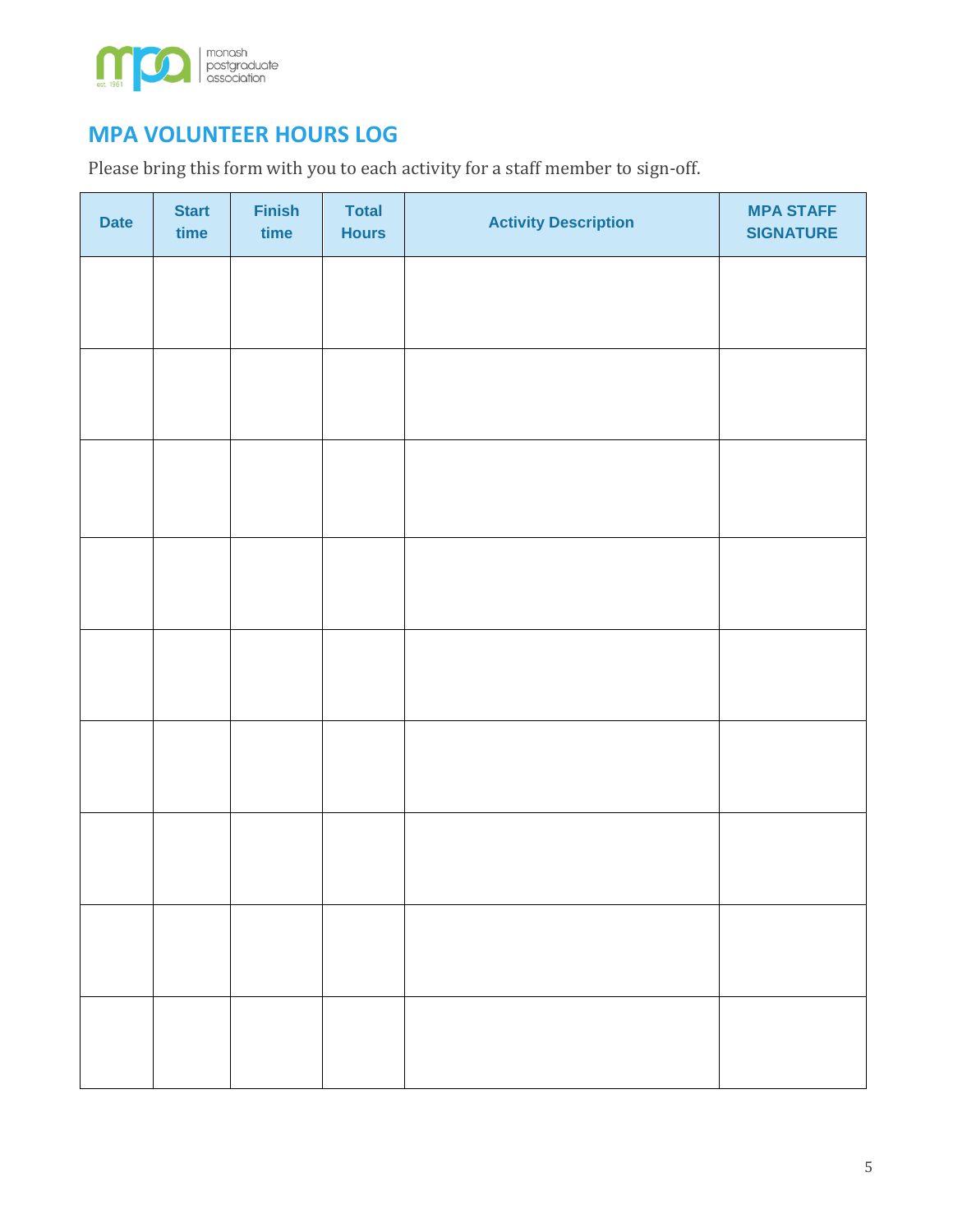# MPA VOLUNTEER HOURS LOG

Please bring this form with you to each activity for a staff member to sign-off.

| Date | Start time | Finish time | Total Hours | Activity Description | MPA STAFF SIGNATURE |
|---|---|---|---|---|---|
| | | | | | |
| | | | | | |
| | | | | | |
| | | | | | |
| | | | | | |
| | | | | | |
| | | | | | |
| | | | | | |
| | | | | | |